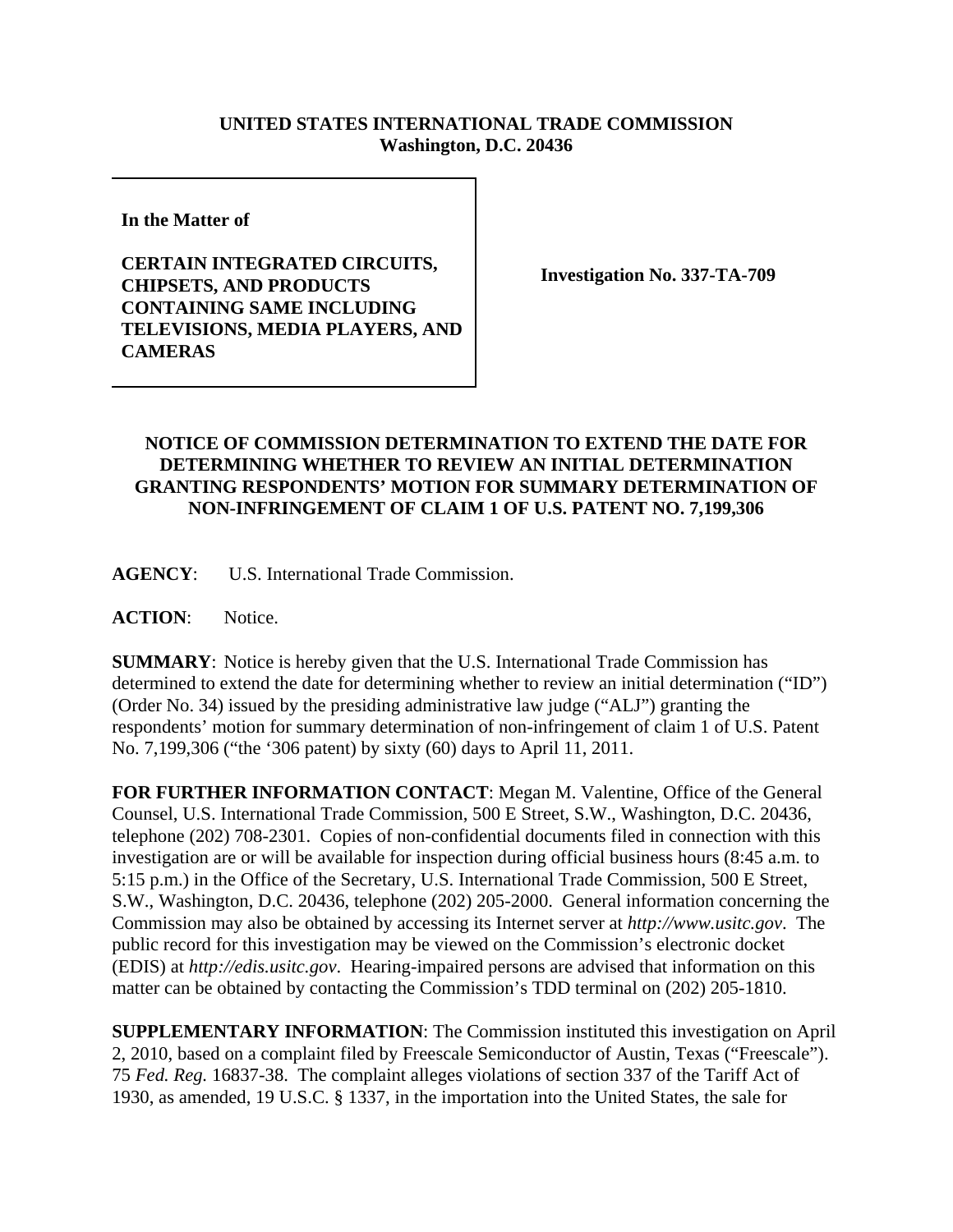**UNITED STATES INTERNATIONAL TRADE COMMISSION**
**Washington, D.C. 20436**

**In the Matter of**

**CERTAIN INTEGRATED CIRCUITS, CHIPSETS, AND PRODUCTS CONTAINING SAME INCLUDING TELEVISIONS, MEDIA PLAYERS, AND CAMERAS**

**Investigation No. 337-TA-709**

**NOTICE OF COMMISSION DETERMINATION TO EXTEND THE DATE FOR DETERMINING WHETHER TO REVIEW AN INITIAL DETERMINATION GRANTING RESPONDENTS' MOTION FOR SUMMARY DETERMINATION OF NON-INFRINGEMENT OF CLAIM 1 OF U.S. PATENT NO. 7,199,306**

**AGENCY**: U.S. International Trade Commission.

**ACTION**: Notice.

**SUMMARY**: Notice is hereby given that the U.S. International Trade Commission has determined to extend the date for determining whether to review an initial determination ("ID") (Order No. 34) issued by the presiding administrative law judge ("ALJ") granting the respondents' motion for summary determination of non-infringement of claim 1 of U.S. Patent No. 7,199,306 ("the '306 patent) by sixty (60) days to April 11, 2011.

**FOR FURTHER INFORMATION CONTACT**: Megan M. Valentine, Office of the General Counsel, U.S. International Trade Commission, 500 E Street, S.W., Washington, D.C. 20436, telephone (202) 708-2301. Copies of non-confidential documents filed in connection with this investigation are or will be available for inspection during official business hours (8:45 a.m. to 5:15 p.m.) in the Office of the Secretary, U.S. International Trade Commission, 500 E Street, S.W., Washington, D.C. 20436, telephone (202) 205-2000. General information concerning the Commission may also be obtained by accessing its Internet server at *http://www.usitc.gov*. The public record for this investigation may be viewed on the Commission's electronic docket (EDIS) at *http://edis.usitc.gov*. Hearing-impaired persons are advised that information on this matter can be obtained by contacting the Commission's TDD terminal on (202) 205-1810.

**SUPPLEMENTARY INFORMATION**: The Commission instituted this investigation on April 2, 2010, based on a complaint filed by Freescale Semiconductor of Austin, Texas ("Freescale"). 75 *Fed. Reg.* 16837-38. The complaint alleges violations of section 337 of the Tariff Act of 1930, as amended, 19 U.S.C. § 1337, in the importation into the United States, the sale for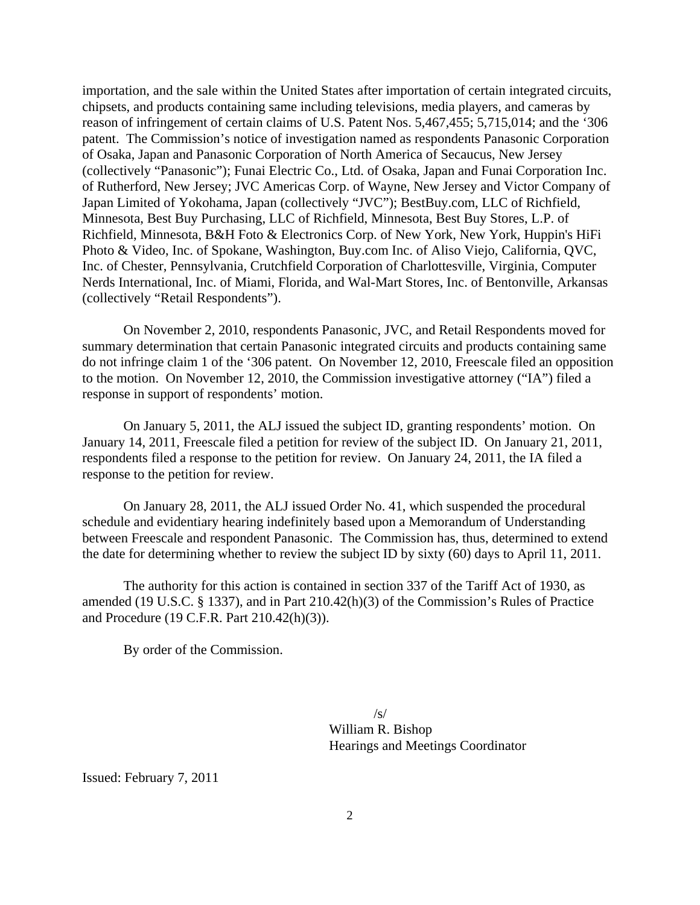importation, and the sale within the United States after importation of certain integrated circuits, chipsets, and products containing same including televisions, media players, and cameras by reason of infringement of certain claims of U.S. Patent Nos. 5,467,455; 5,715,014; and the '306 patent. The Commission's notice of investigation named as respondents Panasonic Corporation of Osaka, Japan and Panasonic Corporation of North America of Secaucus, New Jersey (collectively "Panasonic"); Funai Electric Co., Ltd. of Osaka, Japan and Funai Corporation Inc. of Rutherford, New Jersey; JVC Americas Corp. of Wayne, New Jersey and Victor Company of Japan Limited of Yokohama, Japan (collectively "JVC"); BestBuy.com, LLC of Richfield, Minnesota, Best Buy Purchasing, LLC of Richfield, Minnesota, Best Buy Stores, L.P. of Richfield, Minnesota, B&H Foto & Electronics Corp. of New York, New York, Huppin's HiFi Photo & Video, Inc. of Spokane, Washington, Buy.com Inc. of Aliso Viejo, California, QVC, Inc. of Chester, Pennsylvania, Crutchfield Corporation of Charlottesville, Virginia, Computer Nerds International, Inc. of Miami, Florida, and Wal-Mart Stores, Inc. of Bentonville, Arkansas (collectively "Retail Respondents").

On November 2, 2010, respondents Panasonic, JVC, and Retail Respondents moved for summary determination that certain Panasonic integrated circuits and products containing same do not infringe claim 1 of the '306 patent. On November 12, 2010, Freescale filed an opposition to the motion. On November 12, 2010, the Commission investigative attorney ("IA") filed a response in support of respondents' motion.

On January 5, 2011, the ALJ issued the subject ID, granting respondents' motion. On January 14, 2011, Freescale filed a petition for review of the subject ID. On January 21, 2011, respondents filed a response to the petition for review. On January 24, 2011, the IA filed a response to the petition for review.

On January 28, 2011, the ALJ issued Order No. 41, which suspended the procedural schedule and evidentiary hearing indefinitely based upon a Memorandum of Understanding between Freescale and respondent Panasonic. The Commission has, thus, determined to extend the date for determining whether to review the subject ID by sixty (60) days to April 11, 2011.

The authority for this action is contained in section 337 of the Tariff Act of 1930, as amended (19 U.S.C. § 1337), and in Part 210.42(h)(3) of the Commission's Rules of Practice and Procedure (19 C.F.R. Part 210.42(h)(3)).

By order of the Commission.

/s/
William R. Bishop
Hearings and Meetings Coordinator

Issued: February 7, 2011